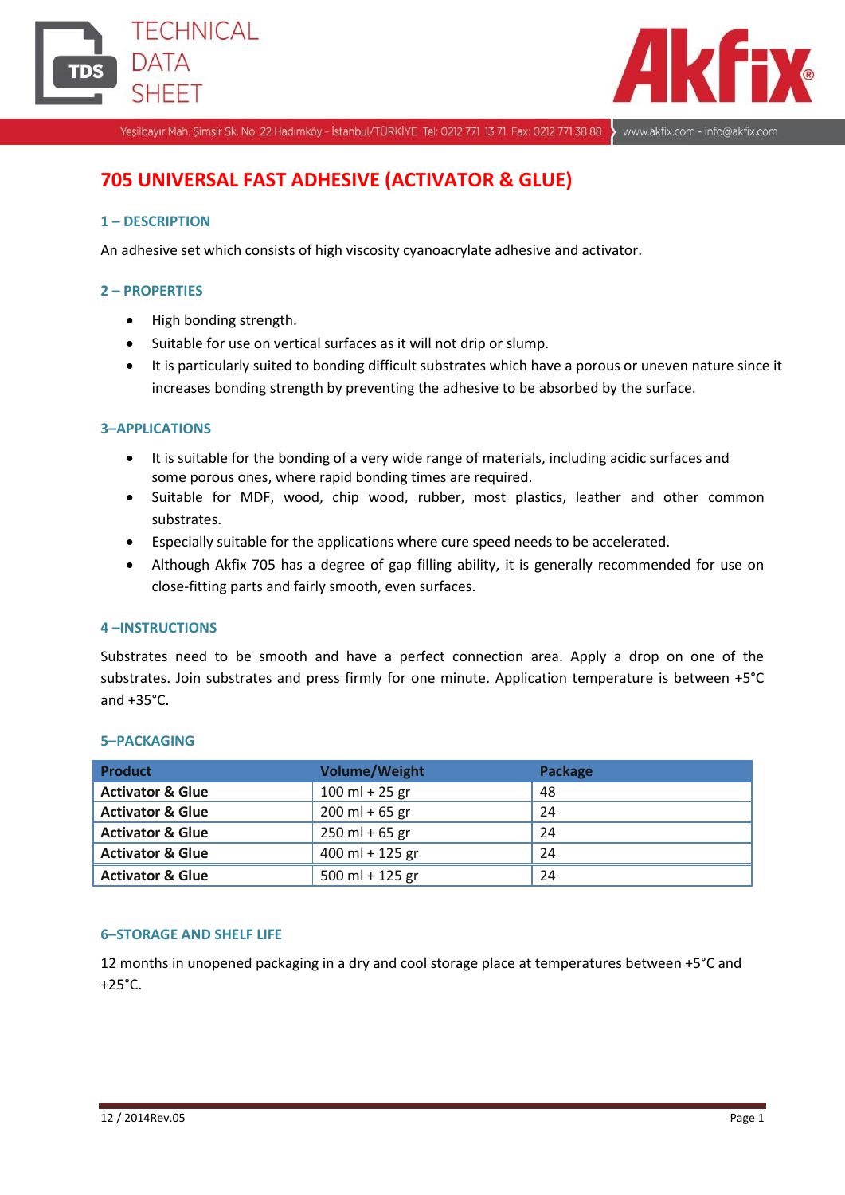# 705 UNIVERSAL FAST ADHESIVE (ACTIVATOR & GLUE)

## 1 – DESCRIPTION

An adhesive set which consists of high viscosity cyanoacrylate adhesive and activator.

## 2 – PROPERTIES

- High bonding strength.
- Suitable for use on vertical surfaces as it will not drip or slump.
- It is particularly suited to bonding difficult substrates which have a porous or uneven nature since it increases bonding strength by preventing the adhesive to be absorbed by the surface.

## 3–APPLICATIONS

- It is suitable for the bonding of a very wide range of materials, including acidic surfaces and some porous ones, where rapid bonding times are required.
- Suitable for MDF, wood, chip wood, rubber, most plastics, leather and other common substrates.
- Especially suitable for the applications where cure speed needs to be accelerated.
- Although Akfix 705 has a degree of gap filling ability, it is generally recommended for use on close-fitting parts and fairly smooth, even surfaces.

## 4 –INSTRUCTIONS

Substrates need to be smooth and have a perfect connection area. Apply a drop on one of the substrates. Join substrates and press firmly for one minute. Application temperature is between +5°C and +35°C.

## 5–PACKAGING

| Product | Volume/Weight | Package |
|---|---|---|
| **Activator & Glue** | 100 ml + 25 gr | 48 |
| **Activator & Glue** | 200 ml + 65 gr | 24 |
| **Activator & Glue** | 250 ml + 65 gr | 24 |
| **Activator & Glue** | 400 ml + 125 gr | 24 |
| **Activator & Glue** | 500 ml + 125 gr | 24 |

## 6–STORAGE AND SHELF LIFE

12 months in unopened packaging in a dry and cool storage place at temperatures between +5°C and +25°C.

12 / 2014Rev.05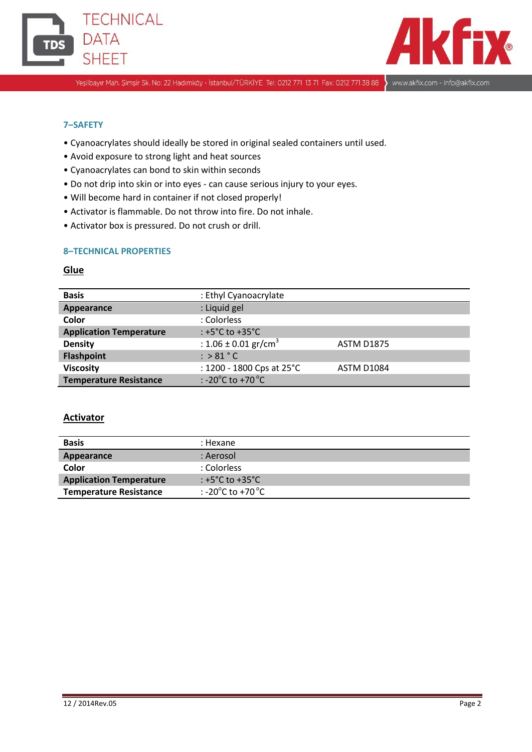### 7–SAFETY

- Cyanoacrylates should ideally be stored in original sealed containers until used.
- Avoid exposure to strong light and heat sources
- Cyanoacrylates can bond to skin within seconds
- Do not drip into skin or into eyes - can cause serious injury to your eyes.
- Will become hard in container if not closed properly!
- Activator is flammable. Do not throw into fire. Do not inhale.
- Activator box is pressured. Do not crush or drill.

### 8–TECHNICAL PROPERTIES

**Glue**

| | | |
|---|---|---|
| **Basis** | : Ethyl Cyanoacrylate | |
| **Appearance** | : Liquid gel | |
| **Color** | : Colorless | |
| **Application Temperature** | : +5°C to +35°C | |
| **Density** | : 1.06 ± 0.01 gr/cm$^3$ | ASTM D1875 |
| **Flashpoint** | : > 81 ° C | |
| **Viscosity** | : 1200 - 1800 Cps at 25°C | ASTM D1084 |
| **Temperature Resistance** | : -20°C to +70°C | |

**Activator**

| | |
|---|---|
| **Basis** | : Hexane |
| **Appearance** | : Aerosol |
| **Color** | : Colorless |
| **Application Temperature** | : +5°C to +35°C |
| **Temperature Resistance** | : -20°C to +70°C |

12 / 2014Rev.05